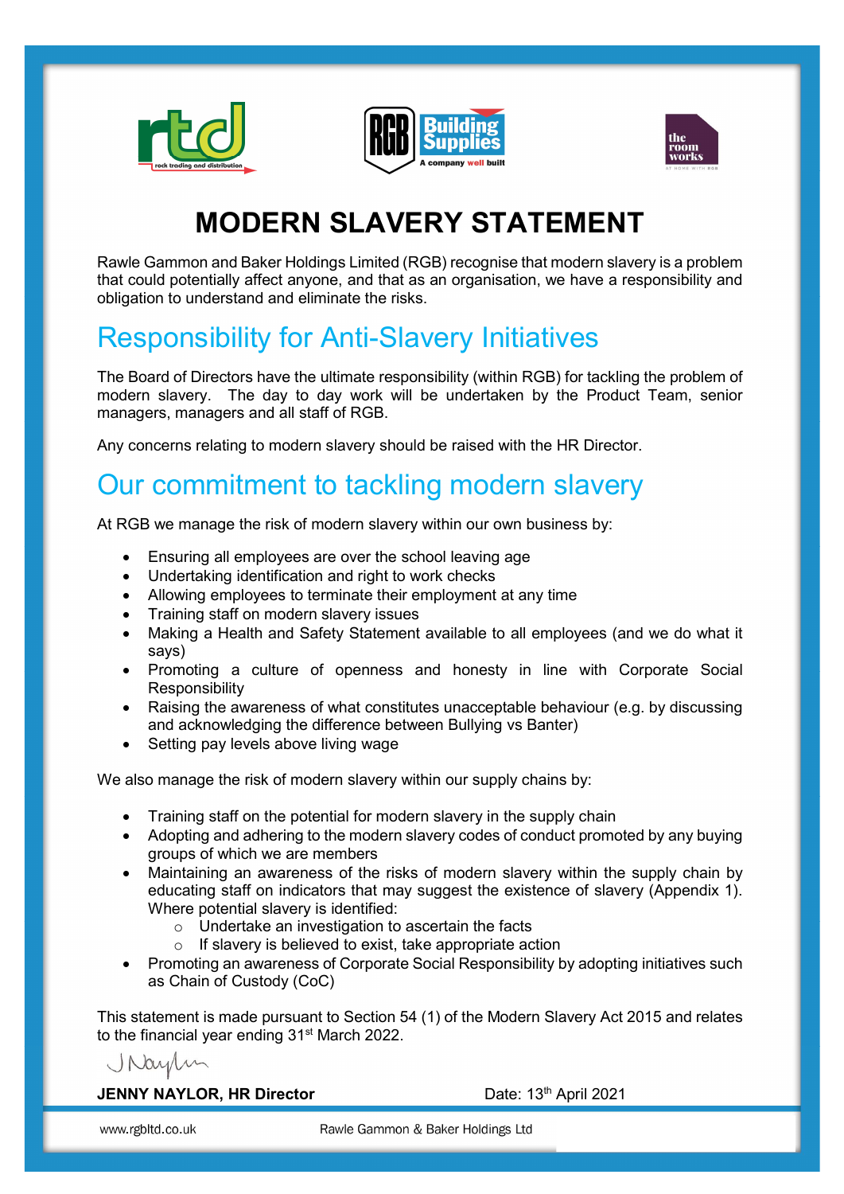# MODERN SLAVERY STATEMENT

Rawle Gammon and Baker Holdings Limited (RGB) recognise that modern slavery is a problem that could potentially affect anyone, and that as an organisation, we have a responsibility and obligation to understand and eliminate the risks.

## Responsibility for Anti-Slavery Initiatives

The Board of Directors have the ultimate responsibility (within RGB) for tackling the problem of modern slavery. The day to day work will be undertaken by the Product Team, senior managers, managers and all staff of RGB.

Any concerns relating to modern slavery should be raised with the HR Director.

## Our commitment to tackling modern slavery

At RGB we manage the risk of modern slavery within our own business by:

- Ensuring all employees are over the school leaving age
- Undertaking identification and right to work checks
- Allowing employees to terminate their employment at any time
- Training staff on modern slavery issues
- Making a Health and Safety Statement available to all employees (and we do what it says)
- Promoting a culture of openness and honesty in line with Corporate Social Responsibility
- Raising the awareness of what constitutes unacceptable behaviour (e.g. by discussing and acknowledging the difference between Bullying vs Banter)
- Setting pay levels above living wage

We also manage the risk of modern slavery within our supply chains by:

- Training staff on the potential for modern slavery in the supply chain
- Adopting and adhering to the modern slavery codes of conduct promoted by any buying groups of which we are members
- Maintaining an awareness of the risks of modern slavery within the supply chain by educating staff on indicators that may suggest the existence of slavery (Appendix 1). Where potential slavery is identified:
  - Undertake an investigation to ascertain the facts
  - If slavery is believed to exist, take appropriate action
- Promoting an awareness of Corporate Social Responsibility by adopting initiatives such as Chain of Custody (CoC)

This statement is made pursuant to Section 54 (1) of the Modern Slavery Act 2015 and relates to the financial year ending 31st March 2022.

**JENNY NAYLOR, HR Director** Date: 13th April 2021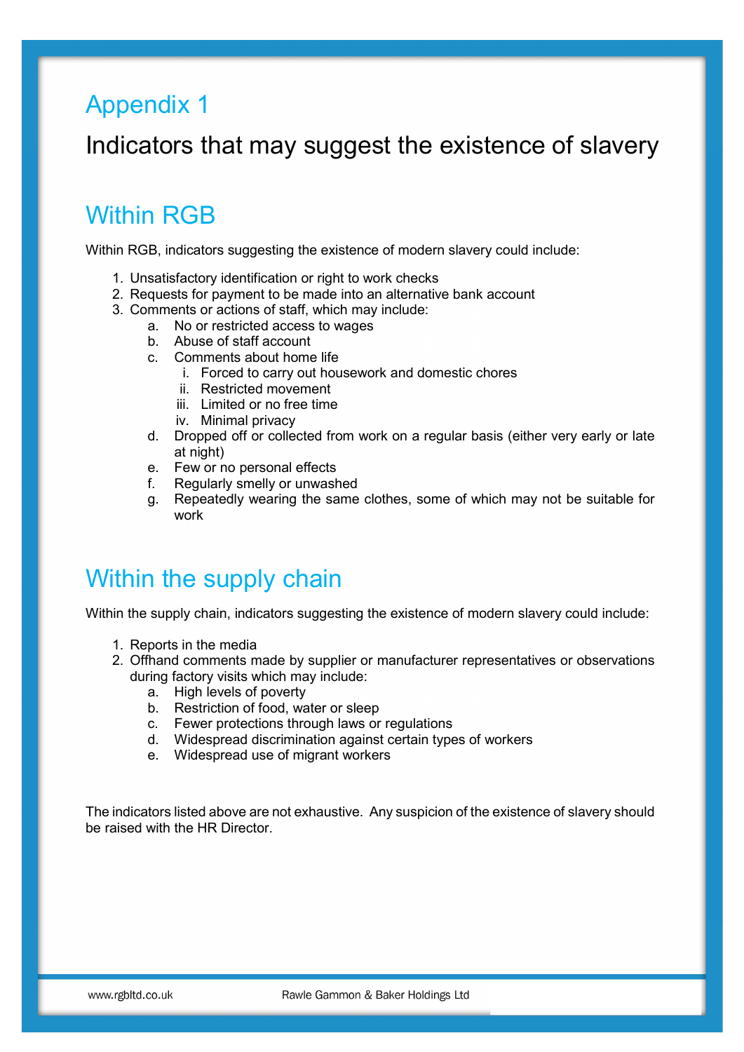# Appendix 1

## Indicators that may suggest the existence of slavery

## Within RGB

Within RGB, indicators suggesting the existence of modern slavery could include:

1. Unsatisfactory identification or right to work checks
2. Requests for payment to be made into an alternative bank account
3. Comments or actions of staff, which may include:
    a. No or restricted access to wages
    b. Abuse of staff account
    c. Comments about home life
        i. Forced to carry out housework and domestic chores
        ii. Restricted movement
        iii. Limited or no free time
        iv. Minimal privacy
    d. Dropped off or collected from work on a regular basis (either very early or late at night)
    e. Few or no personal effects
    f. Regularly smelly or unwashed
    g. Repeatedly wearing the same clothes, some of which may not be suitable for work

## Within the supply chain

Within the supply chain, indicators suggesting the existence of modern slavery could include:

1. Reports in the media
2. Offhand comments made by supplier or manufacturer representatives or observations during factory visits which may include:
    a. High levels of poverty
    b. Restriction of food, water or sleep
    c. Fewer protections through laws or regulations
    d. Widespread discrimination against certain types of workers
    e. Widespread use of migrant workers

The indicators listed above are not exhaustive. Any suspicion of the existence of slavery should be raised with the HR Director.